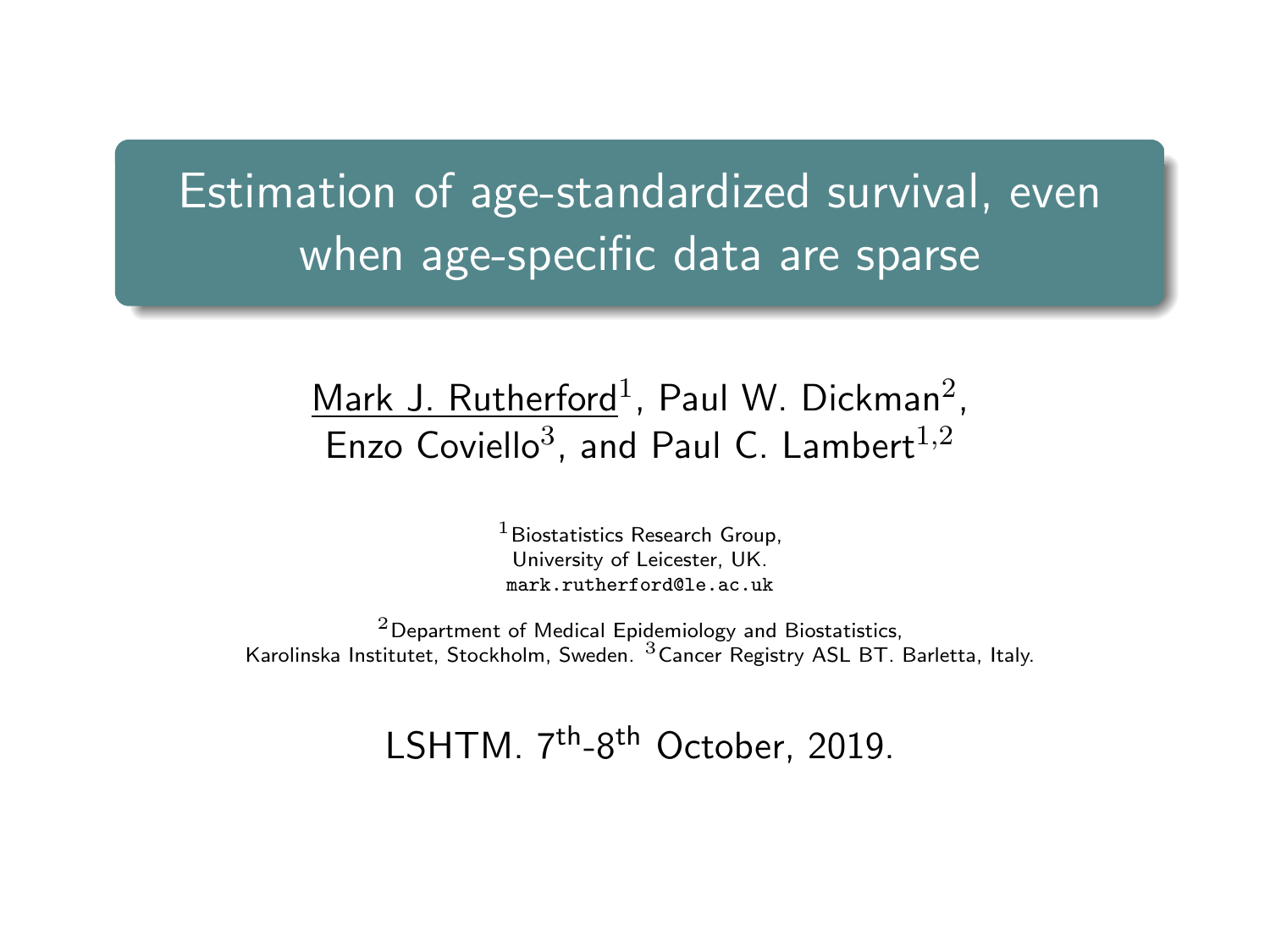# Estimation of age-standardized survival, even when age-specific data are sparse

Mark J. Rutherford[1], Paul W. Dickman[2], Enzo Coviello[3], and Paul C. Lambert[1,2]

[1]Biostatistics Research Group, University of Leicester, UK. mark.rutherford@le.ac.uk

[2]Department of Medical Epidemiology and Biostatistics, Karolinska Institutet, Stockholm, Sweden. [3]Cancer Registry ASL BT. Barletta, Italy.

LSHTM. 7th-8th October, 2019.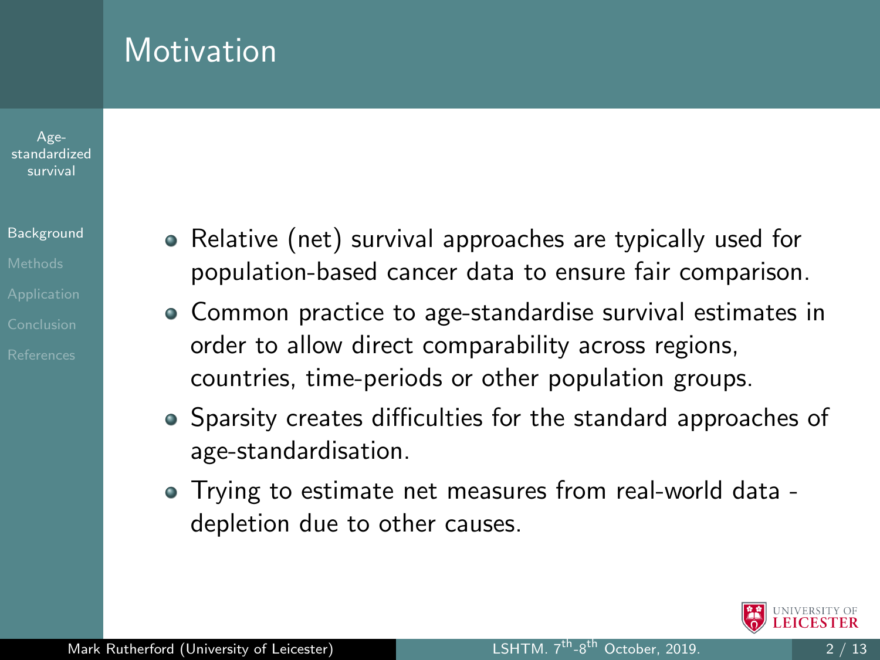# Motivation

- Relative (net) survival approaches are typically used for population-based cancer data to ensure fair comparison.
- Common practice to age-standardise survival estimates in order to allow direct comparability across regions, countries, time-periods or other population groups.
- Sparsity creates difficulties for the standard approaches of age-standardisation.
- Trying to estimate net measures from real-world data - depletion due to other causes.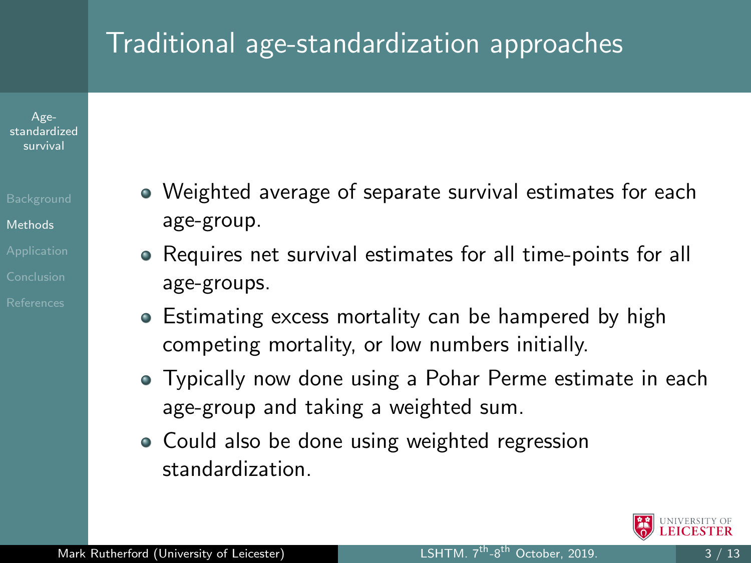# Traditional age-standardization approaches

- Weighted average of separate survival estimates for each age-group.
- Requires net survival estimates for all time-points for all age-groups.
- Estimating excess mortality can be hampered by high competing mortality, or low numbers initially.
- Typically now done using a Pohar Perme estimate in each age-group and taking a weighted sum.
- Could also be done using weighted regression standardization.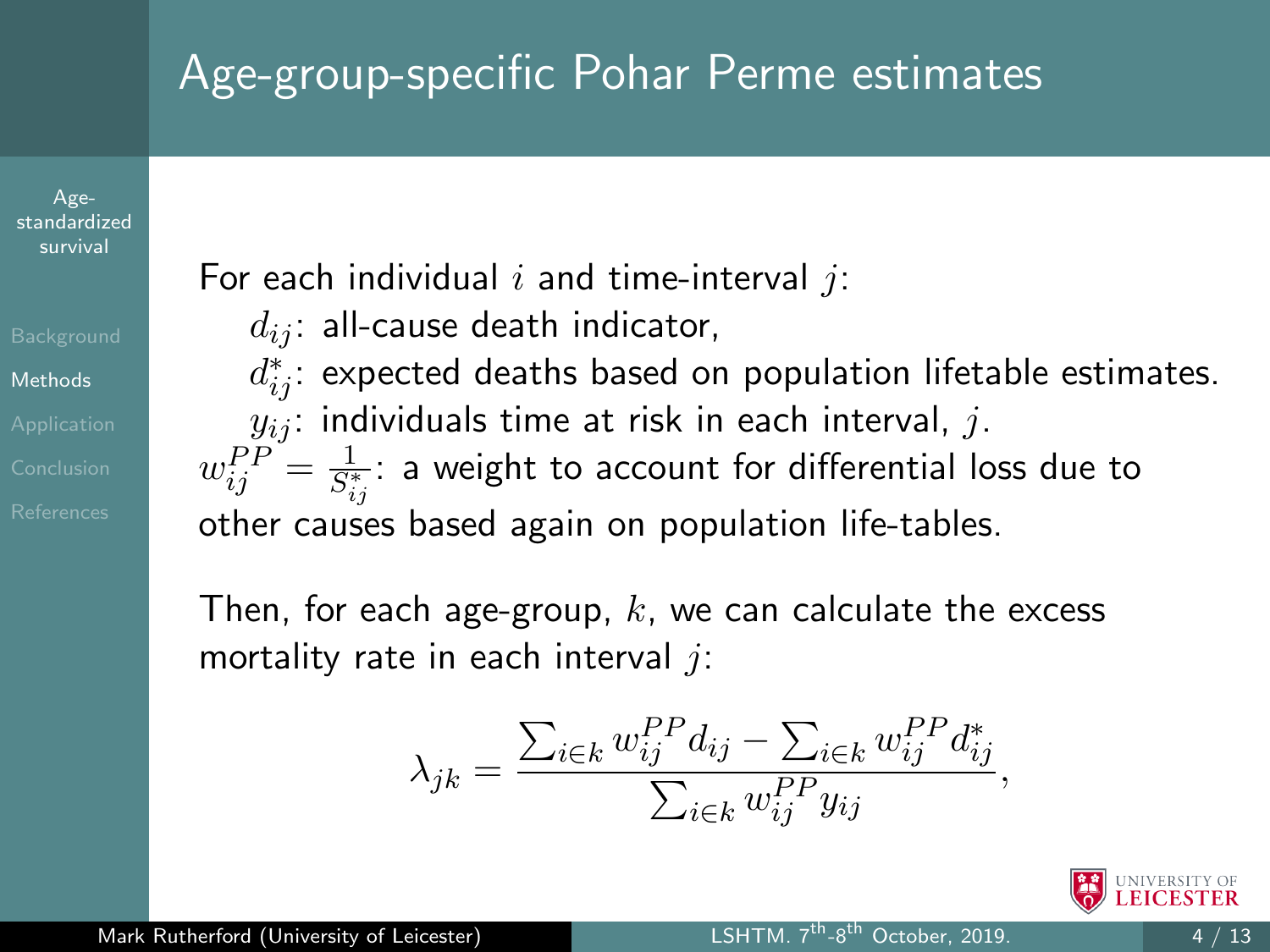# Age-group-specific Pohar Perme estimates

For each individual $i$ and time-interval $j$:

- $d_{ij}$: all-cause death indicator,
- $d^*_{ij}$: expected deaths based on population lifetable estimates.
- $y_{ij}$: individuals time at risk in each interval, $j$.

$w^{PP}_{ij} = \frac{1}{S^*_{ij}}$: a weight to account for differential loss due to other causes based again on population life-tables.

Then, for each age-group, $k$, we can calculate the excess mortality rate in each interval $j$:

$$\lambda_{jk} = \frac{\sum_{i \in k} w^{PP}_{ij} d_{ij} - \sum_{i \in k} w^{PP}_{ij} d^*_{ij}}{\sum_{i \in k} w^{PP}_{ij} y_{ij}},$$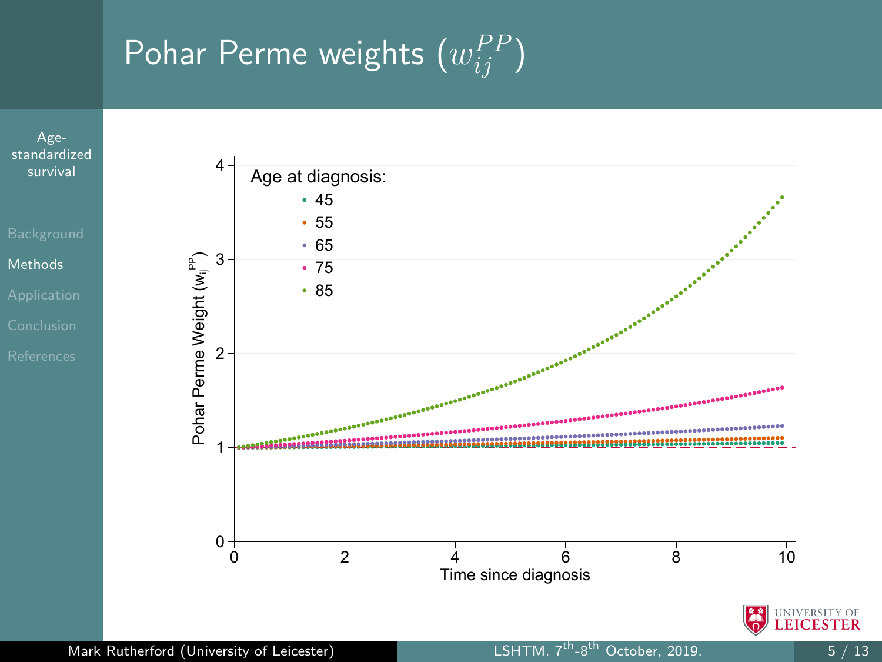# Pohar Perme weights ($w_{ij}^{PP}$)

Age at diagnosis:

- 45
- 55
- 65
- 75
- 85

Pohar Perme Weight ($w_{ij}^{PP}$)

Time since diagnosis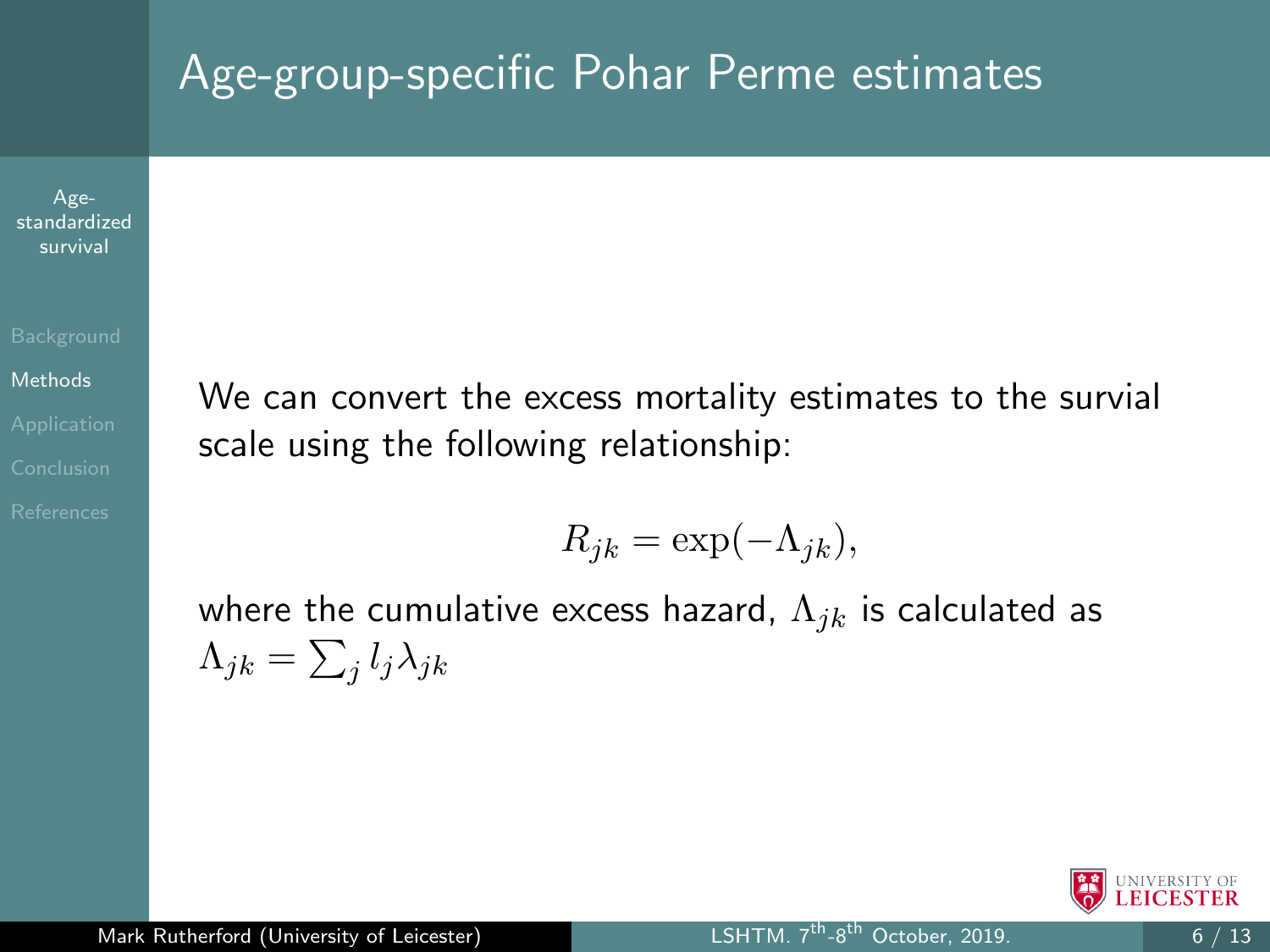# Age-group-specific Pohar Perme estimates

We can convert the excess mortality estimates to the survial scale using the following relationship:

$$R_{jk} = \exp(-\Lambda_{jk}),$$

where the cumulative excess hazard, $\Lambda_{jk}$ is calculated as $\Lambda_{jk} = \sum_j l_j \lambda_{jk}$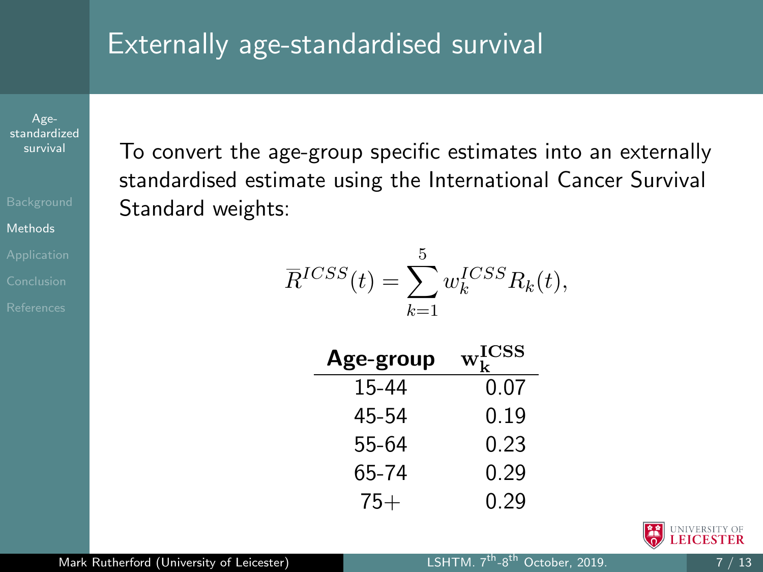# Externally age-standardised survival

To convert the age-group specific estimates into an externally standardised estimate using the International Cancer Survival Standard weights:

$$\overline{R}^{ICSS}(t) = \sum_{k=1}^{5} w_k^{ICSS} R_k(t),$$

| **Age-group** | $\mathbf{w_k^{ICSS}}$ |
|---|---|
| 15-44 | 0.07 |
| 45-54 | 0.19 |
| 55-64 | 0.23 |
| 65-74 | 0.29 |
| 75+ | 0.29 |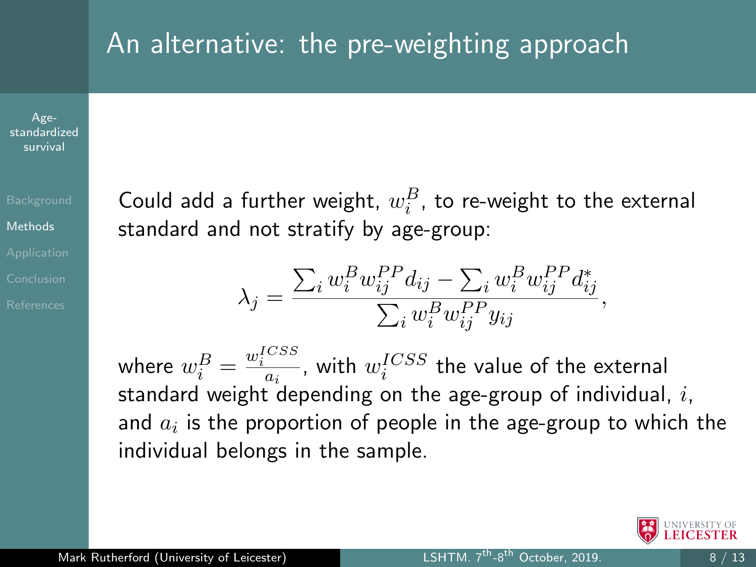# An alternative: the pre-weighting approach

Could add a further weight, $w_i^B$, to re-weight to the external standard and not stratify by age-group:

$$\lambda_j = \frac{\sum_i w_i^B w_{ij}^{PP} d_{ij} - \sum_i w_i^B w_{ij}^{PP} d_{ij}^*}{\sum_i w_i^B w_{ij}^{PP} y_{ij}},$$

where $w_i^B = \frac{w_i^{ICSS}}{a_i}$, with $w_i^{ICSS}$ the value of the external standard weight depending on the age-group of individual, $i$, and $a_i$ is the proportion of people in the age-group to which the individual belongs in the sample.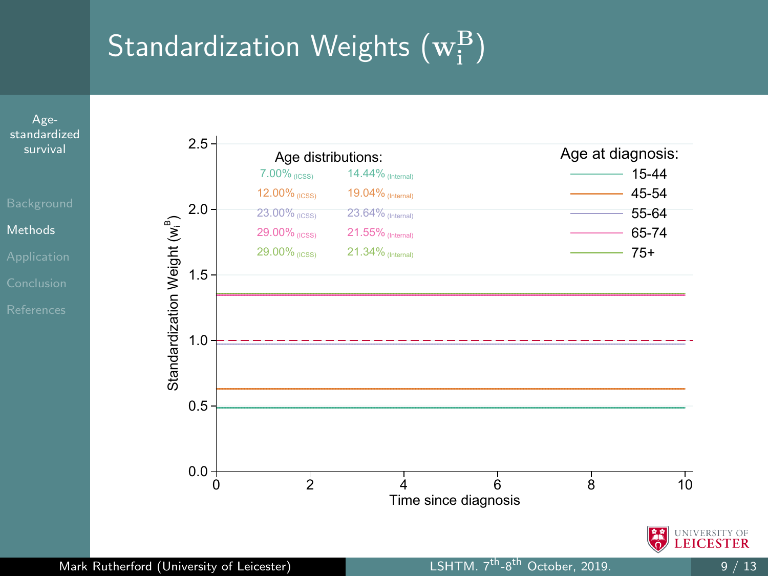# Standardization Weights ($w_i^B$)

Age distributions:

| Age at diagnosis | ICSS | Internal |
| --- | --- | --- |
| 15-44 | 7.00% | 14.44% |
| 45-54 | 12.00% | 19.04% |
| 55-64 | 23.00% | 23.64% |
| 65-74 | 29.00% | 21.55% |
| 75+ | 29.00% | 21.34% |

Standardization Weight ($w_i^B$) vs. Time since diagnosis

Age at diagnosis: 15-44, 45-54, 55-64, 65-74, 75+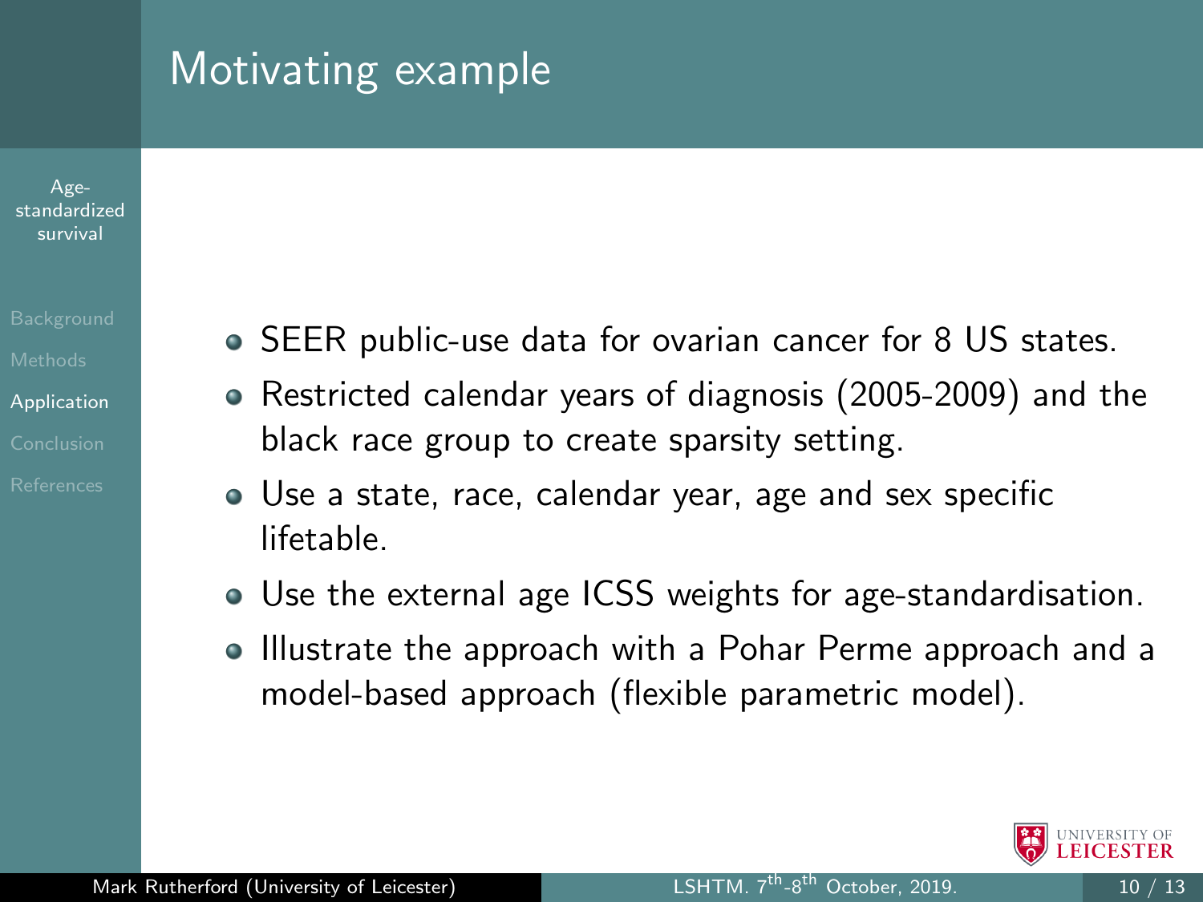# Motivating example

- SEER public-use data for ovarian cancer for 8 US states.
- Restricted calendar years of diagnosis (2005-2009) and the black race group to create sparsity setting.
- Use a state, race, calendar year, age and sex specific lifetable.
- Use the external age ICSS weights for age-standardisation.
- Illustrate the approach with a Pohar Perme approach and a model-based approach (flexible parametric model).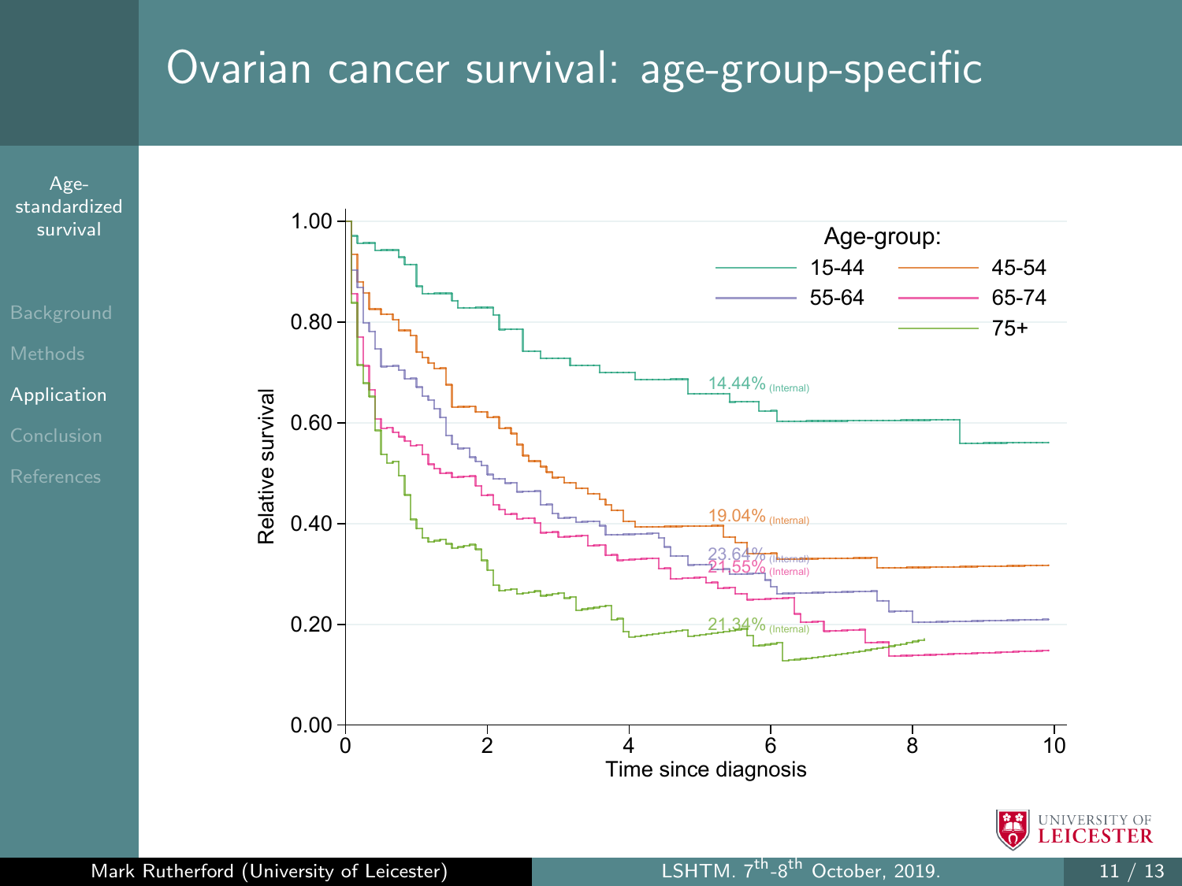# Ovarian cancer survival: age-group-specific

Relative survival

Time since diagnosis

Age-group:

- 15-44
- 45-54
- 55-64
- 65-74
- 75+

14.44% (Internal)

19.04% (Internal)

23.64% (Internal)

21.55% (Internal)

21.34% (Internal)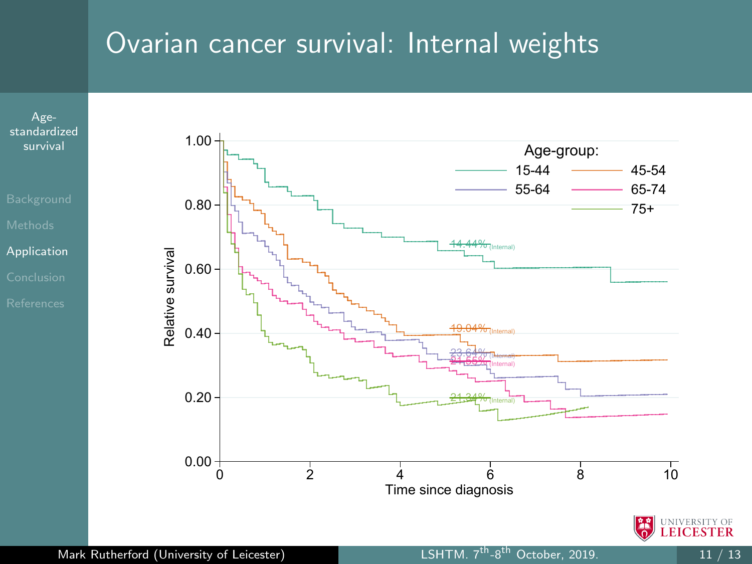# Ovarian cancer survival: Internal weights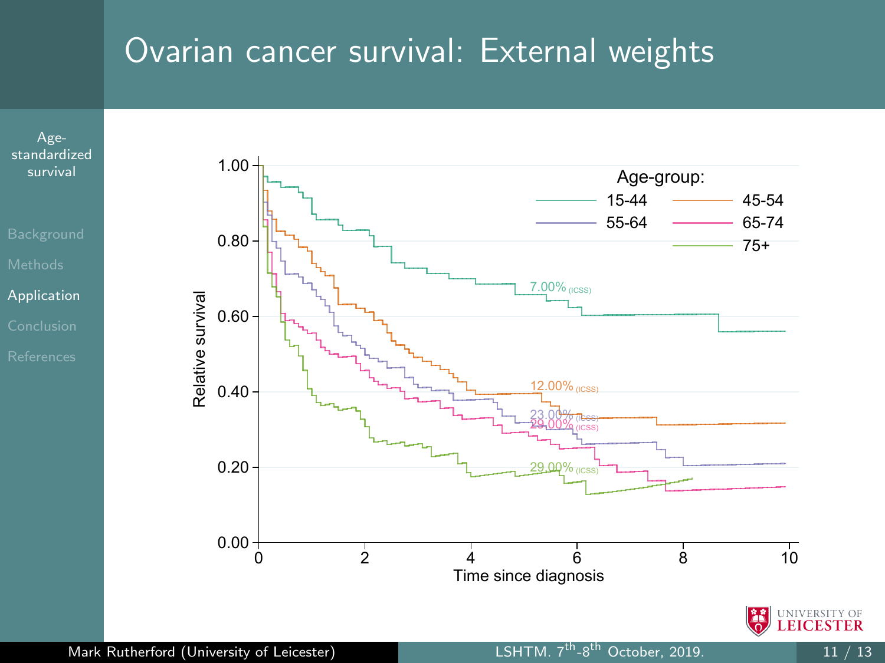# Ovarian cancer survival: External weights

Age-group:
- 15-44
- 45-54
- 55-64
- 65-74
- 75+

Relative survival

1.00
0.80
0.60
0.40
0.20
0.00

7.00% (ICSS)
12.00% (ICSS)
23.00% (ICSS)
29.00% (ICSS)
29.00% (ICSS)

0 2 4 6 8 10

Time since diagnosis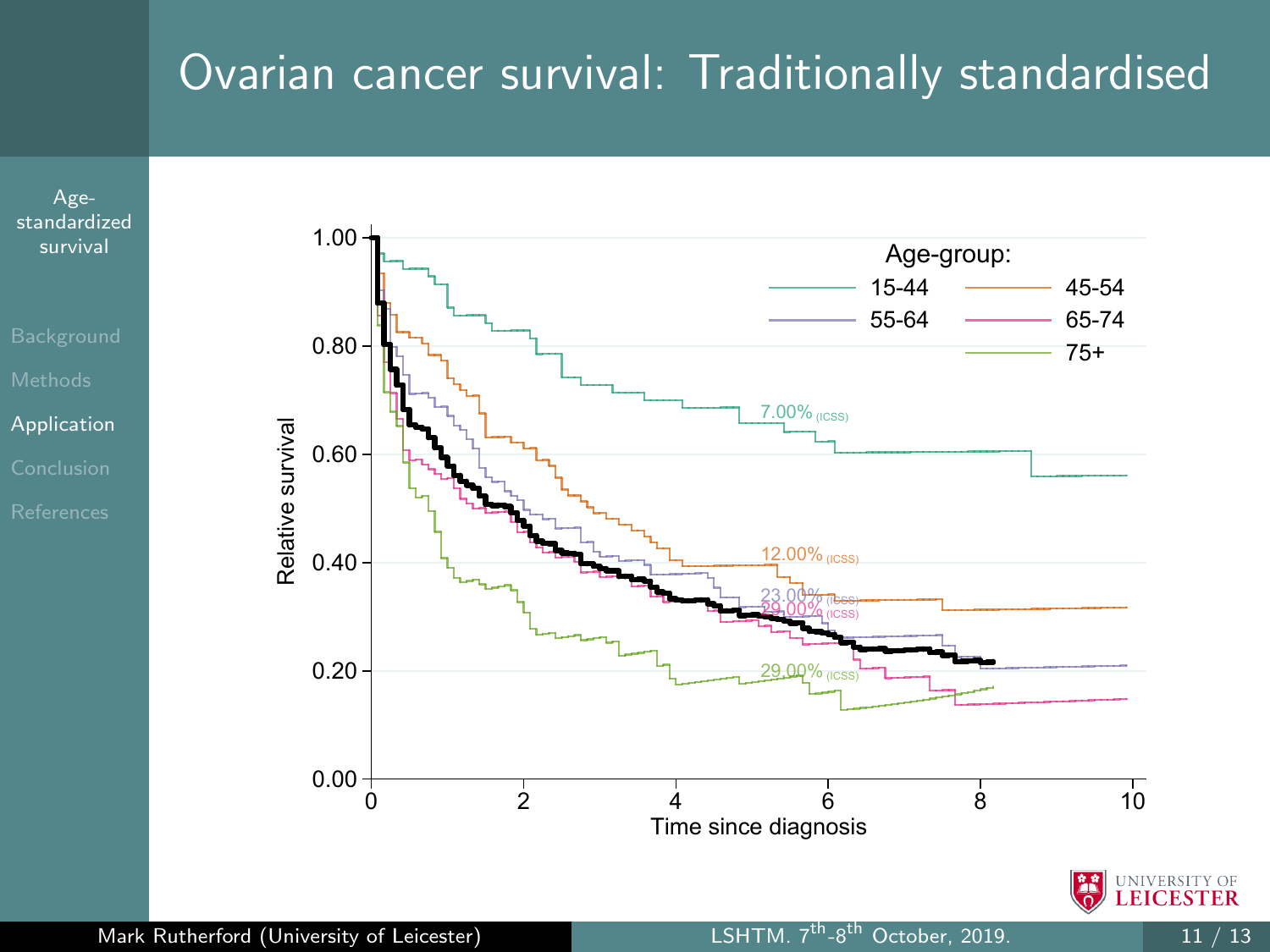# Ovarian cancer survival: Traditionally standardised

Age-group:

- 15-44
- 45-54
- 55-64
- 65-74
- 75+

Relative survival

Time since diagnosis

7.00% (ICSS)

12.00% (ICSS)

23.00% (ICSS)

29.00% (ICSS)

29.00% (ICSS)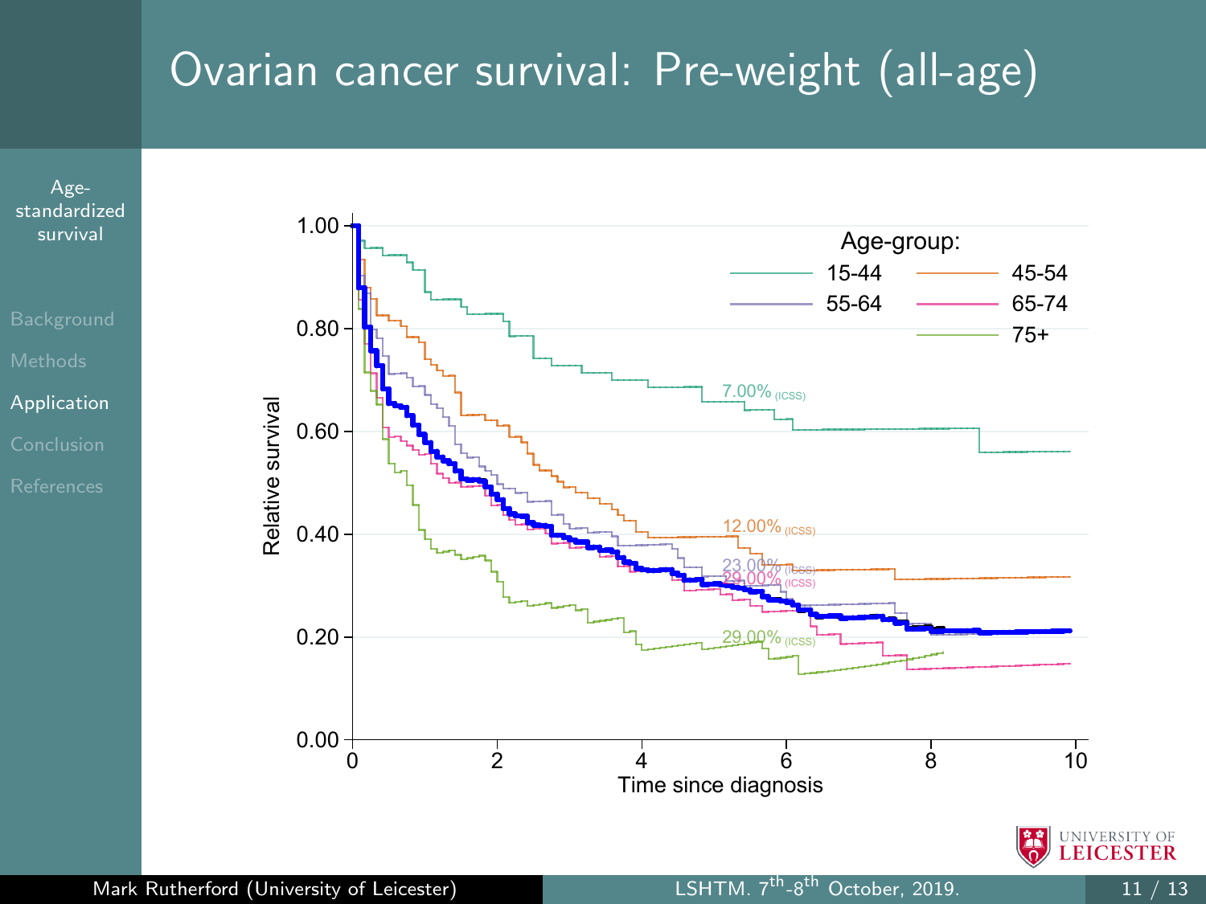# Ovarian cancer survival: Pre-weight (all-age)

Relative survival

Age-group:

- 15-44
- 45-54
- 55-64
- 65-74
- 75+

7.00% (ICSS)

12.00% (ICSS)

23.00% (ICSS)

29.00% (ICSS)

29.00% (ICSS)

Time since diagnosis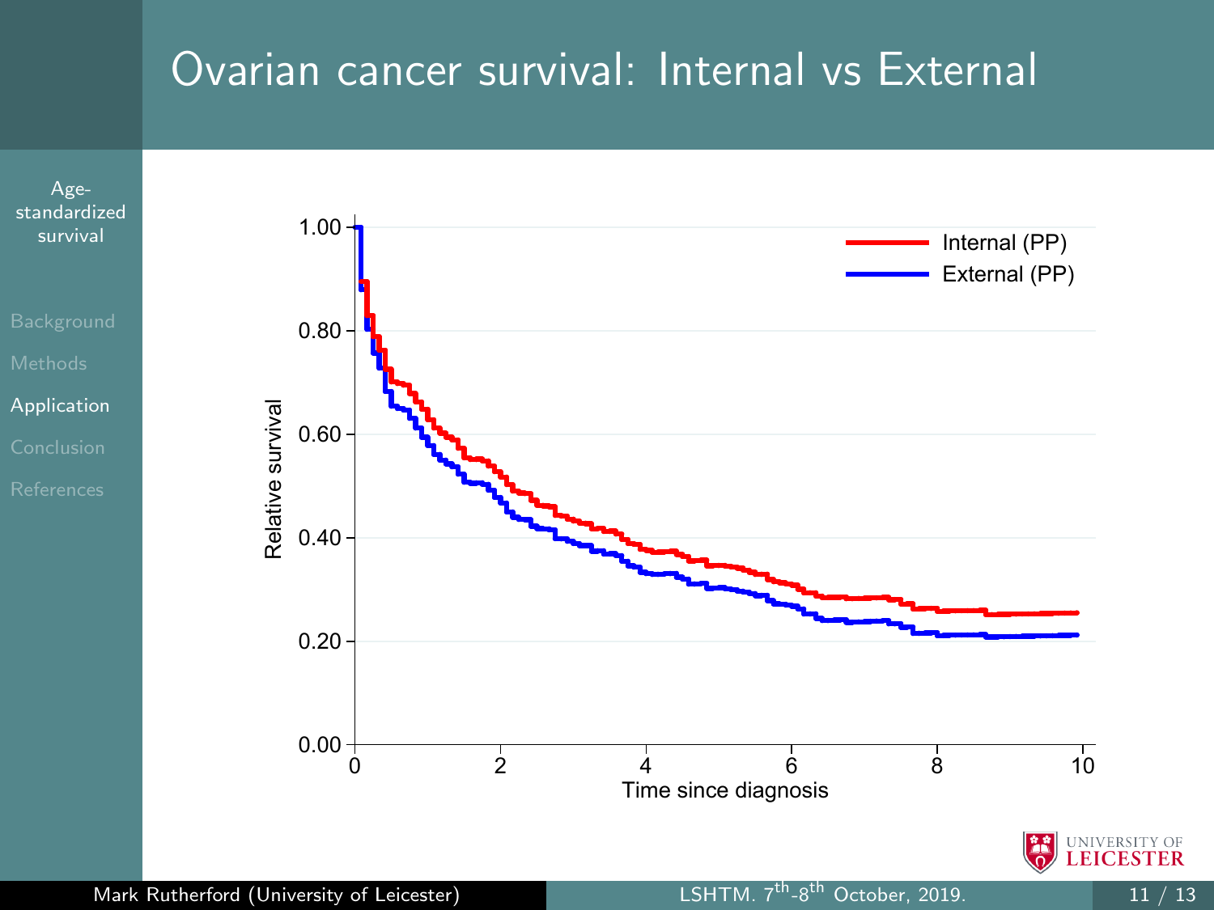# Ovarian cancer survival: Internal vs External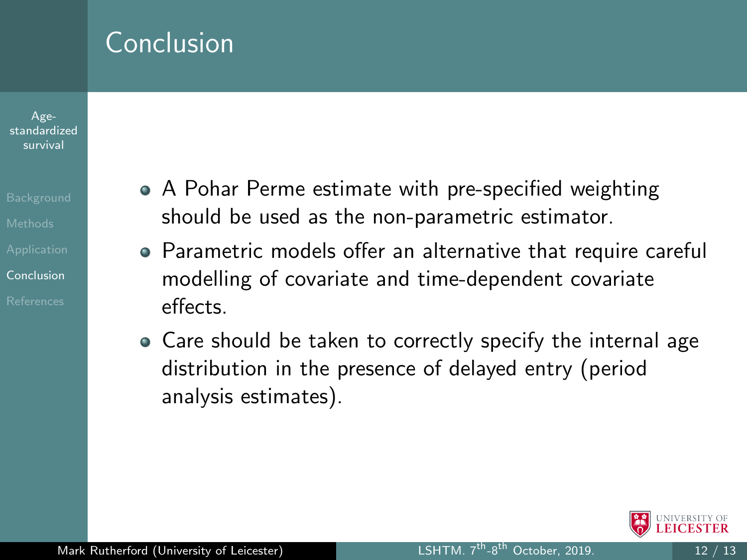# Conclusion

- A Pohar Perme estimate with pre-specified weighting should be used as the non-parametric estimator.
- Parametric models offer an alternative that require careful modelling of covariate and time-dependent covariate effects.
- Care should be taken to correctly specify the internal age distribution in the presence of delayed entry (period analysis estimates).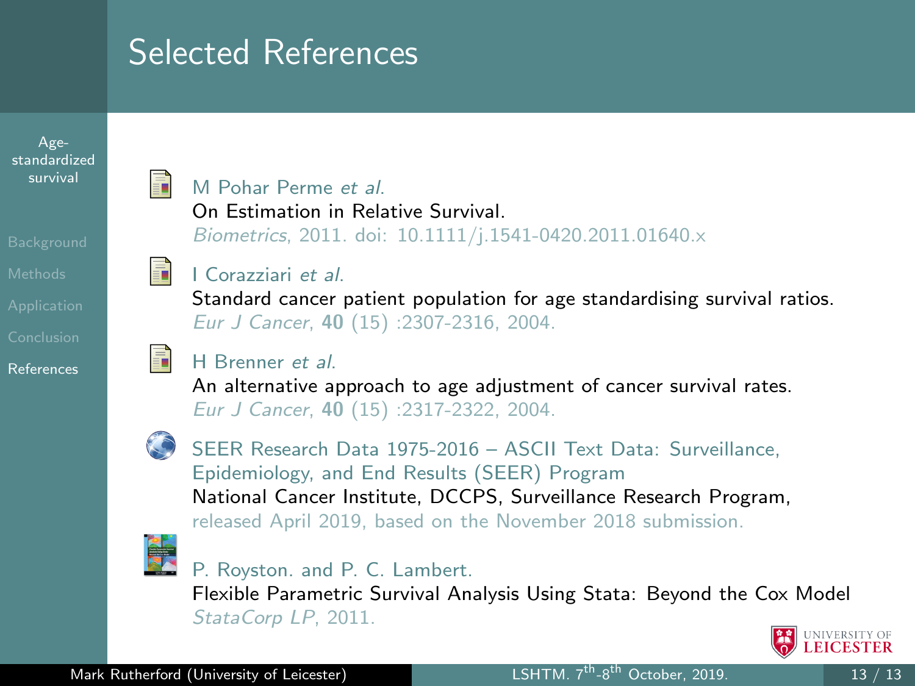# Selected References

M Pohar Perme *et al.*
On Estimation in Relative Survival.
*Biometrics*, 2011. doi: 10.1111/j.1541-0420.2011.01640.x

I Corazziari *et al.*
Standard cancer patient population for age standardising survival ratios.
*Eur J Cancer*, **40** (15) :2307-2316, 2004.

H Brenner *et al.*
An alternative approach to age adjustment of cancer survival rates.
*Eur J Cancer*, **40** (15) :2317-2322, 2004.

SEER Research Data 1975-2016 – ASCII Text Data: Surveillance, Epidemiology, and End Results (SEER) Program
National Cancer Institute, DCCPS, Surveillance Research Program,
released April 2019, based on the November 2018 submission.

P. Royston. and P. C. Lambert.
Flexible Parametric Survival Analysis Using Stata: Beyond the Cox Model
*StataCorp LP*, 2011.